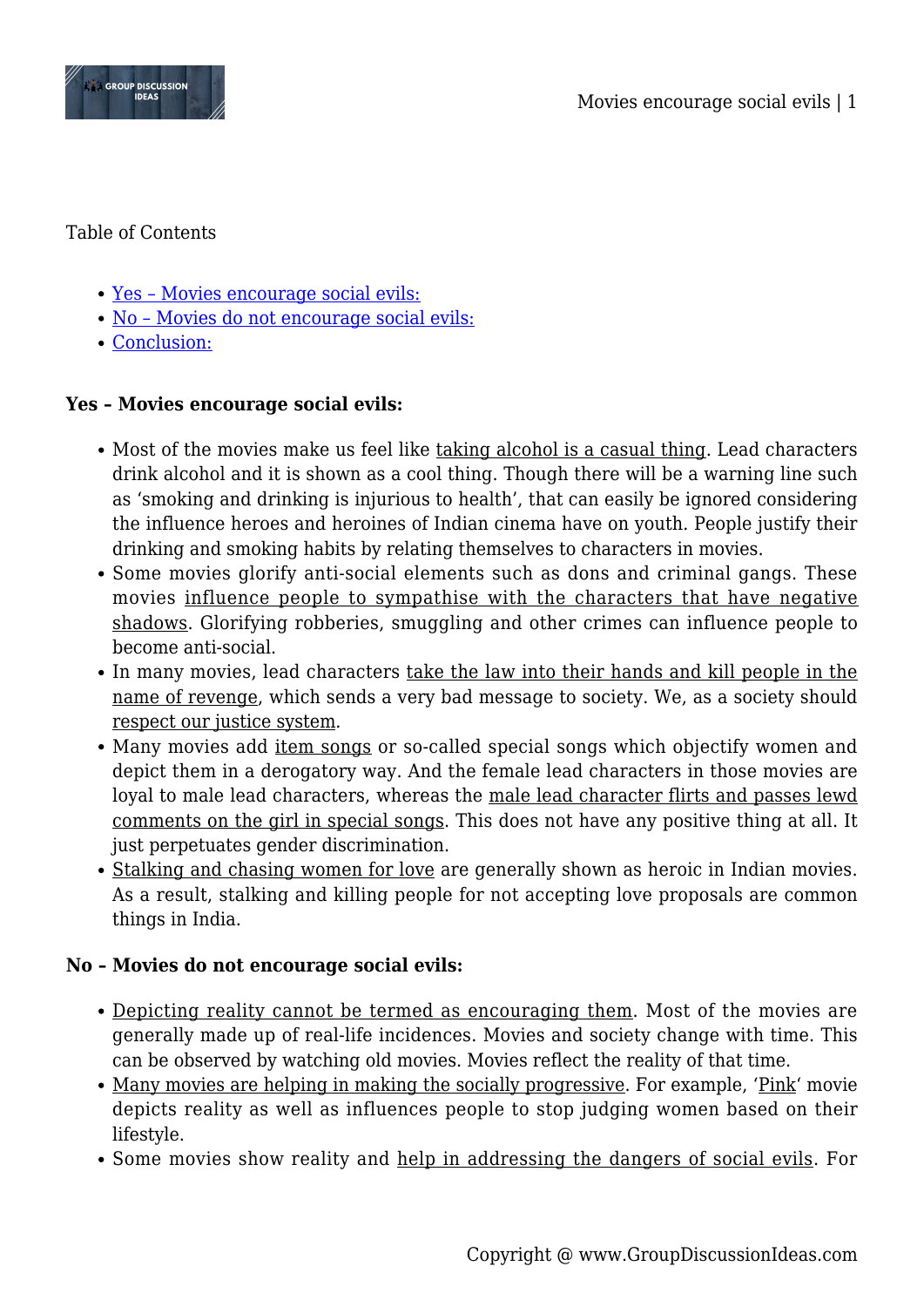Table of Contents

- Yes – Movies encourage social evils:
- No – Movies do not encourage social evils:
- Conclusion:

**Yes – Movies encourage social evils:**

- Most of the movies make us feel like taking alcohol is a casual thing. Lead characters drink alcohol and it is shown as a cool thing. Though there will be a warning line such as 'smoking and drinking is injurious to health', that can easily be ignored considering the influence heroes and heroines of Indian cinema have on youth. People justify their drinking and smoking habits by relating themselves to characters in movies.
- Some movies glorify anti-social elements such as dons and criminal gangs. These movies influence people to sympathise with the characters that have negative shadows. Glorifying robberies, smuggling and other crimes can influence people to become anti-social.
- In many movies, lead characters take the law into their hands and kill people in the name of revenge, which sends a very bad message to society. We, as a society should respect our justice system.
- Many movies add item songs or so-called special songs which objectify women and depict them in a derogatory way. And the female lead characters in those movies are loyal to male lead characters, whereas the male lead character flirts and passes lewd comments on the girl in special songs. This does not have any positive thing at all. It just perpetuates gender discrimination.
- Stalking and chasing women for love are generally shown as heroic in Indian movies. As a result, stalking and killing people for not accepting love proposals are common things in India.

**No – Movies do not encourage social evils:**

- Depicting reality cannot be termed as encouraging them. Most of the movies are generally made up of real-life incidences. Movies and society change with time. This can be observed by watching old movies. Movies reflect the reality of that time.
- Many movies are helping in making the socially progressive. For example, 'Pink' movie depicts reality as well as influences people to stop judging women based on their lifestyle.
- Some movies show reality and help in addressing the dangers of social evils. For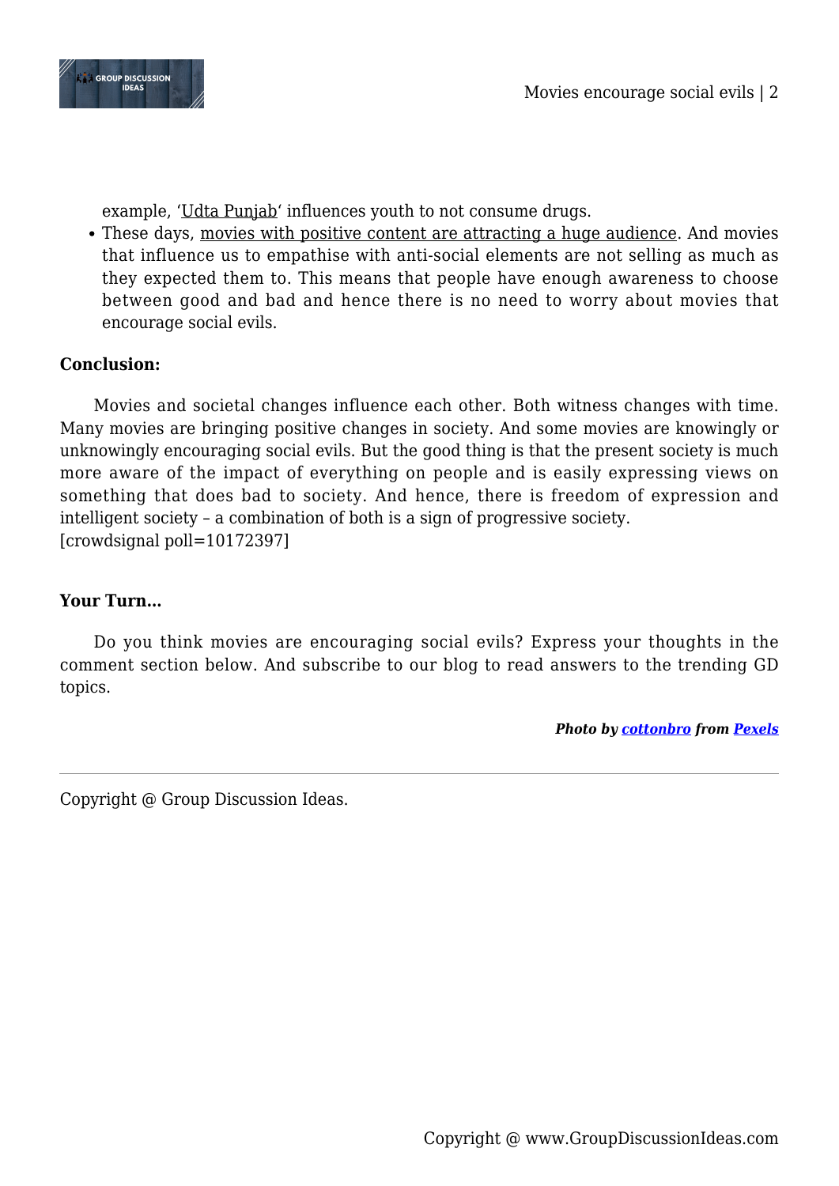example, 'Udta Punjab' influences youth to not consume drugs.
- These days, movies with positive content are attracting a huge audience. And movies that influence us to empathise with anti-social elements are not selling as much as they expected them to. This means that people have enough awareness to choose between good and bad and hence there is no need to worry about movies that encourage social evils.

**Conclusion:**

Movies and societal changes influence each other. Both witness changes with time. Many movies are bringing positive changes in society. And some movies are knowingly or unknowingly encouraging social evils. But the good thing is that the present society is much more aware of the impact of everything on people and is easily expressing views on something that does bad to society. And hence, there is freedom of expression and intelligent society – a combination of both is a sign of progressive society.
[crowdsignal poll=10172397]

**Your Turn…**

Do you think movies are encouraging social evils? Express your thoughts in the comment section below. And subscribe to our blog to read answers to the trending GD topics.

***Photo by cottonbro from Pexels***

Copyright @ Group Discussion Ideas.